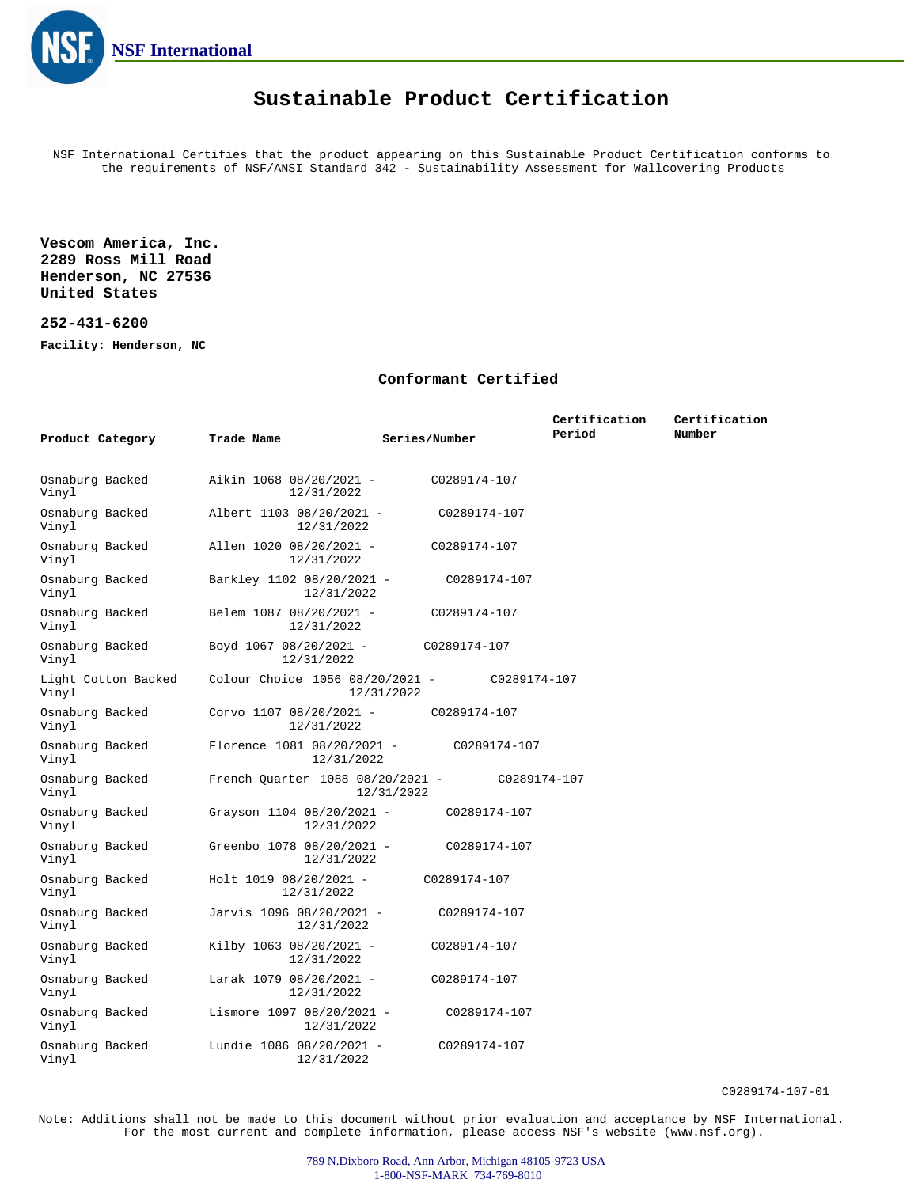NSF International

# Sustainable Product Certification

NSF International Certifies that the product appearing on this Sustainable Product Certification conforms to the requirements of NSF/ANSI Standard 342 - Sustainability Assessment for Wallcovering Products

**Vescom America, Inc.**
**2289 Ross Mill Road**
**Henderson, NC 27536**
**United States**

**252-431-6200**

**Facility: Henderson, NC**

### Conformant Certified

| Product Category | Trade Name | Series/Number | Certification Period | Certification Number |
|---|---|---|---|---|
| Osnaburg Backed Vinyl | Aikin | 1068 | 08/20/2021 - 12/31/2022 | C0289174-107 |
| Osnaburg Backed Vinyl | Albert | 1103 | 08/20/2021 - 12/31/2022 | C0289174-107 |
| Osnaburg Backed Vinyl | Allen | 1020 | 08/20/2021 - 12/31/2022 | C0289174-107 |
| Osnaburg Backed Vinyl | Barkley | 1102 | 08/20/2021 - 12/31/2022 | C0289174-107 |
| Osnaburg Backed Vinyl | Belem | 1087 | 08/20/2021 - 12/31/2022 | C0289174-107 |
| Osnaburg Backed Vinyl | Boyd | 1067 | 08/20/2021 - 12/31/2022 | C0289174-107 |
| Light Cotton Backed Vinyl | Colour Choice | 1056 | 08/20/2021 - 12/31/2022 | C0289174-107 |
| Osnaburg Backed Vinyl | Corvo | 1107 | 08/20/2021 - 12/31/2022 | C0289174-107 |
| Osnaburg Backed Vinyl | Florence | 1081 | 08/20/2021 - 12/31/2022 | C0289174-107 |
| Osnaburg Backed Vinyl | French Quarter | 1088 | 08/20/2021 - 12/31/2022 | C0289174-107 |
| Osnaburg Backed Vinyl | Grayson | 1104 | 08/20/2021 - 12/31/2022 | C0289174-107 |
| Osnaburg Backed Vinyl | Greenbo | 1078 | 08/20/2021 - 12/31/2022 | C0289174-107 |
| Osnaburg Backed Vinyl | Holt | 1019 | 08/20/2021 - 12/31/2022 | C0289174-107 |
| Osnaburg Backed Vinyl | Jarvis | 1096 | 08/20/2021 - 12/31/2022 | C0289174-107 |
| Osnaburg Backed Vinyl | Kilby | 1063 | 08/20/2021 - 12/31/2022 | C0289174-107 |
| Osnaburg Backed Vinyl | Larak | 1079 | 08/20/2021 - 12/31/2022 | C0289174-107 |
| Osnaburg Backed Vinyl | Lismore | 1097 | 08/20/2021 - 12/31/2022 | C0289174-107 |
| Osnaburg Backed Vinyl | Lundie | 1086 | 08/20/2021 - 12/31/2022 | C0289174-107 |

Note: Additions shall not be made to this document without prior evaluation and acceptance by NSF International. For the most current and complete information, please access NSF's website (www.nsf.org).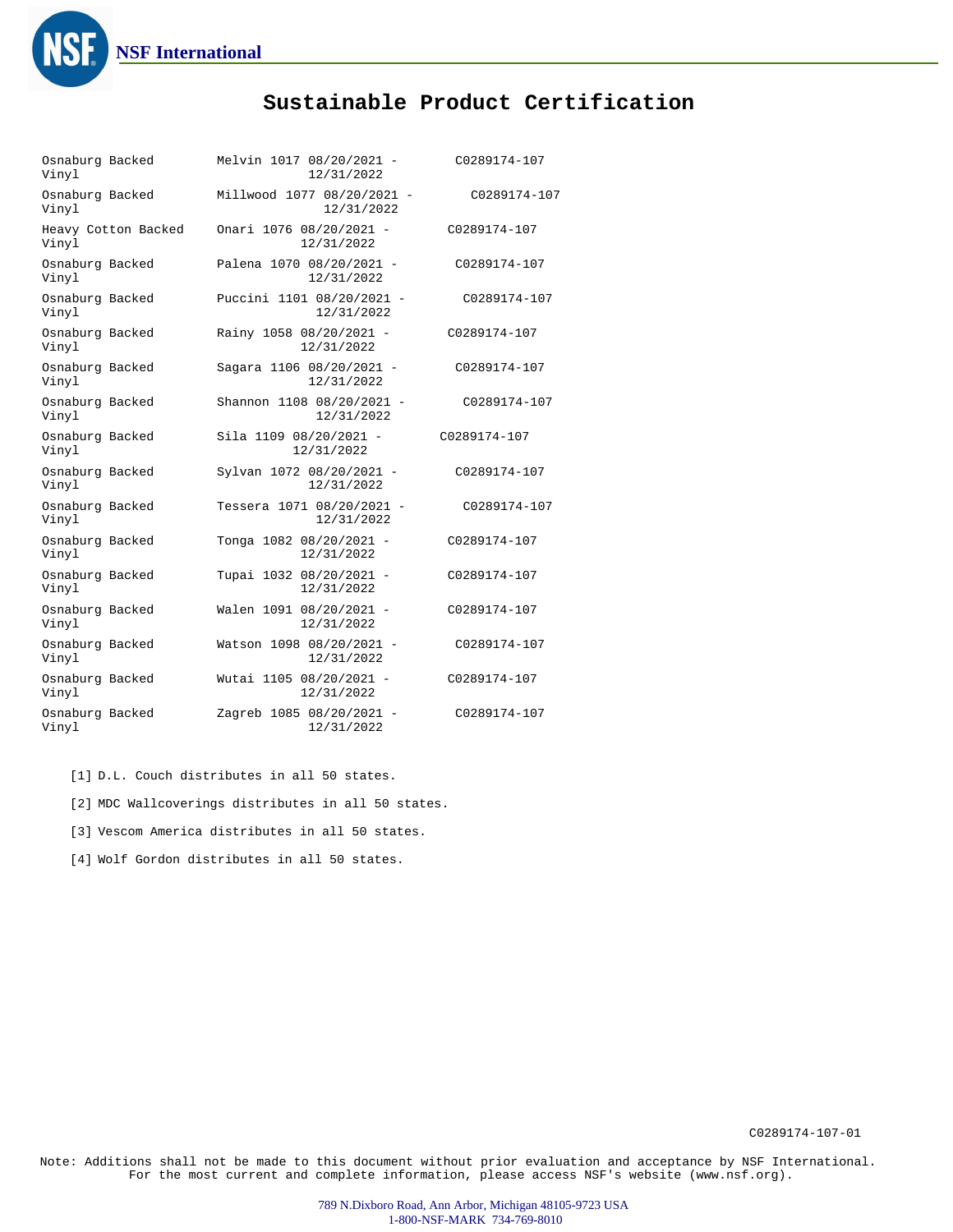# Sustainable Product Certification

| | | | |
|---|---|---|---|
| Osnaburg Backed Vinyl | Melvin 1017 | 08/20/2021 - 12/31/2022 | C0289174-107 |
| Osnaburg Backed Vinyl | Millwood 1077 | 08/20/2021 - 12/31/2022 | C0289174-107 |
| Heavy Cotton Backed Vinyl | Onari 1076 | 08/20/2021 - 12/31/2022 | C0289174-107 |
| Osnaburg Backed Vinyl | Palena 1070 | 08/20/2021 - 12/31/2022 | C0289174-107 |
| Osnaburg Backed Vinyl | Puccini 1101 | 08/20/2021 - 12/31/2022 | C0289174-107 |
| Osnaburg Backed Vinyl | Rainy 1058 | 08/20/2021 - 12/31/2022 | C0289174-107 |
| Osnaburg Backed Vinyl | Sagara 1106 | 08/20/2021 - 12/31/2022 | C0289174-107 |
| Osnaburg Backed Vinyl | Shannon 1108 | 08/20/2021 - 12/31/2022 | C0289174-107 |
| Osnaburg Backed Vinyl | Sila 1109 | 08/20/2021 - 12/31/2022 | C0289174-107 |
| Osnaburg Backed Vinyl | Sylvan 1072 | 08/20/2021 - 12/31/2022 | C0289174-107 |
| Osnaburg Backed Vinyl | Tessera 1071 | 08/20/2021 - 12/31/2022 | C0289174-107 |
| Osnaburg Backed Vinyl | Tonga 1082 | 08/20/2021 - 12/31/2022 | C0289174-107 |
| Osnaburg Backed Vinyl | Tupai 1032 | 08/20/2021 - 12/31/2022 | C0289174-107 |
| Osnaburg Backed Vinyl | Walen 1091 | 08/20/2021 - 12/31/2022 | C0289174-107 |
| Osnaburg Backed Vinyl | Watson 1098 | 08/20/2021 - 12/31/2022 | C0289174-107 |
| Osnaburg Backed Vinyl | Wutai 1105 | 08/20/2021 - 12/31/2022 | C0289174-107 |
| Osnaburg Backed Vinyl | Zagreb 1085 | 08/20/2021 - 12/31/2022 | C0289174-107 |

[1] D.L. Couch distributes in all 50 states.

[2] MDC Wallcoverings distributes in all 50 states.

[3] Vescom America distributes in all 50 states.

[4] Wolf Gordon distributes in all 50 states.

C0289174-107-01

Note: Additions shall not be made to this document without prior evaluation and acceptance by NSF International.
For the most current and complete information, please access NSF's website (www.nsf.org).